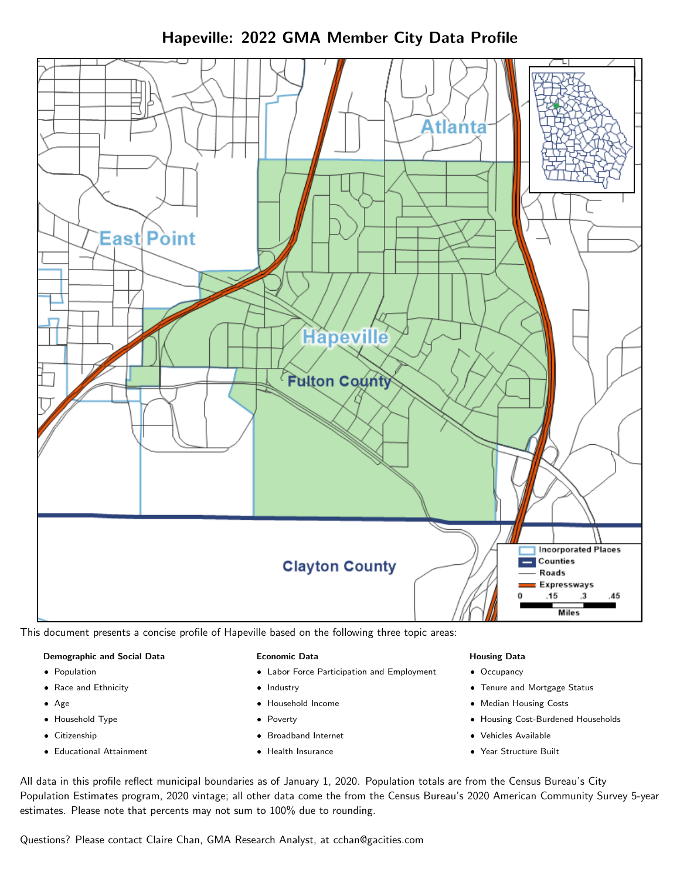# Hapeville: 2022 GMA Member City Data Profile

This document presents a concise profile of Hapeville based on the following three topic areas:

**Demographic and Social Data**

- Population
- Race and Ethnicity
- Age
- Household Type
- Citizenship
- Educational Attainment

**Economic Data**

- Labor Force Participation and Employment
- Industry
- Household Income
- Poverty
- Broadband Internet
- Health Insurance

**Housing Data**

- Occupancy
- Tenure and Mortgage Status
- Median Housing Costs
- Housing Cost-Burdened Households
- Vehicles Available
- Year Structure Built

All data in this profile reflect municipal boundaries as of January 1, 2020. Population totals are from the Census Bureau's City Population Estimates program, 2020 vintage; all other data come the from the Census Bureau's 2020 American Community Survey 5-year estimates. Please note that percents may not sum to 100% due to rounding.

Questions? Please contact Claire Chan, GMA Research Analyst, at cchan@gacities.com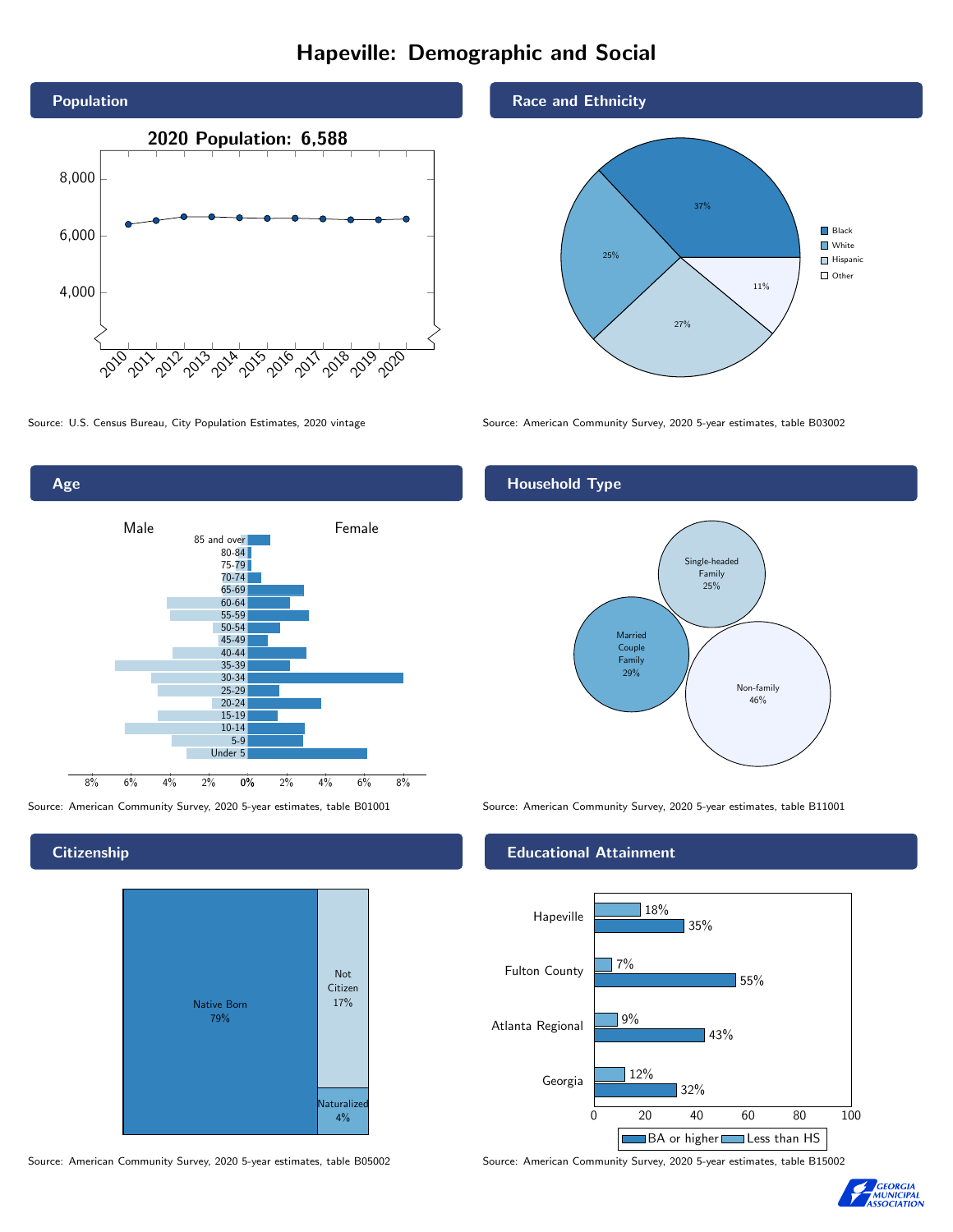# Hapeville: Demographic and Social

## Population

2020 Population: 6,588

Source: U.S. Census Bureau, City Population Estimates, 2020 vintage

## Race and Ethnicity

| Race/Ethnicity | Percent |
|---|---|
| Black | 37% |
| White | 25% |
| Hispanic | 27% |
| Other | 11% |

Source: American Community Survey, 2020 5-year estimates, table B03002

## Age

Source: American Community Survey, 2020 5-year estimates, table B01001

## Household Type

| Household Type | Percent |
|---|---|
| Single-headed Family | 25% |
| Married Couple Family | 29% |
| Non-family | 46% |

Source: American Community Survey, 2020 5-year estimates, table B11001

## Citizenship

| Citizenship | Percent |
|---|---|
| Native Born | 79% |
| Not Citizen | 17% |
| Naturalized | 4% |

Source: American Community Survey, 2020 5-year estimates, table B05002

## Educational Attainment

| Area | Less than HS | BA or higher |
|---|---|---|
| Hapeville | 18% | 35% |
| Fulton County | 7% | 55% |
| Atlanta Regional | 9% | 43% |
| Georgia | 12% | 32% |

Source: American Community Survey, 2020 5-year estimates, table B15002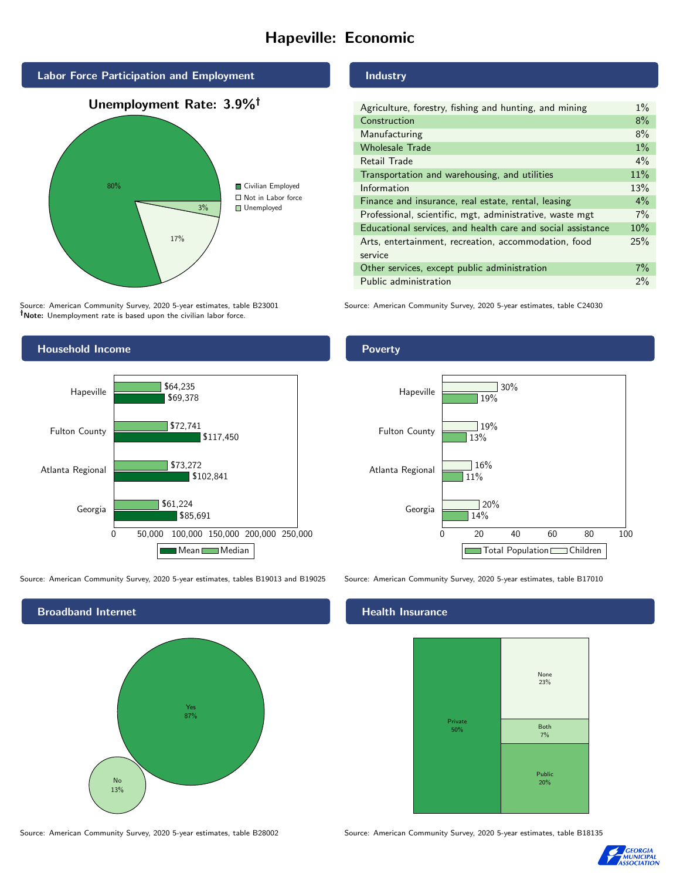# Hapeville: Economic

## Labor Force Participation and Employment

**Unemployment Rate: 3.9%†**

| Category | Percent |
| --- | --- |
| Civilian Employed | 80% |
| Not in Labor force | 17% |
| Unemployed | 3% |

Source: American Community Survey, 2020 5-year estimates, table B23001
**†Note:** Unemployment rate is based upon the civilian labor force.

## Industry

| Industry | Percent |
| --- | --- |
| Agriculture, forestry, fishing and hunting, and mining | 1% |
| Construction | 8% |
| Manufacturing | 8% |
| Wholesale Trade | 1% |
| Retail Trade | 4% |
| Transportation and warehousing, and utilities | 11% |
| Information | 13% |
| Finance and insurance, real estate, rental, leasing | 4% |
| Professional, scientific, mgt, administrative, waste mgt | 7% |
| Educational services, and health care and social assistance | 10% |
| Arts, entertainment, recreation, accommodation, food service | 25% |
| Other services, except public administration | 7% |
| Public administration | 2% |

Source: American Community Survey, 2020 5-year estimates, table C24030

## Household Income

| | Median | Mean |
| --- | --- | --- |
| Hapeville | $64,235 | $69,378 |
| Fulton County | $72,741 | $117,450 |
| Atlanta Regional | $73,272 | $102,841 |
| Georgia | $61,224 | $85,691 |

Source: American Community Survey, 2020 5-year estimates, tables B19013 and B19025

## Poverty

| | Children | Total Population |
| --- | --- | --- |
| Hapeville | 30% | 19% |
| Fulton County | 19% | 13% |
| Atlanta Regional | 16% | 11% |
| Georgia | 20% | 14% |

Source: American Community Survey, 2020 5-year estimates, table B17010

## Broadband Internet

| | Percent |
| --- | --- |
| Yes | 87% |
| No | 13% |

Source: American Community Survey, 2020 5-year estimates, table B28002

## Health Insurance

| | Percent |
| --- | --- |
| Private | 50% |
| None | 23% |
| Both | 7% |
| Public | 20% |

Source: American Community Survey, 2020 5-year estimates, table B18135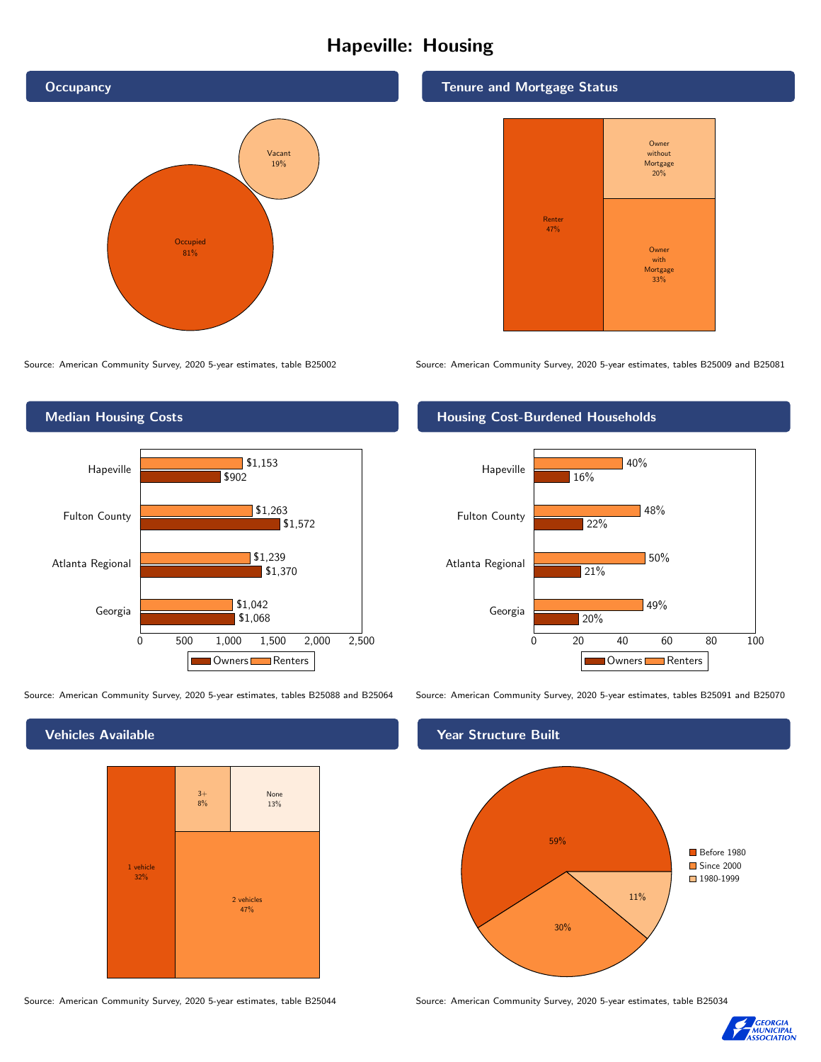# Hapeville: Housing

## Occupancy

Vacant
19%

Occupied
81%

Source: American Community Survey, 2020 5-year estimates, table B25002

## Tenure and Mortgage Status

Renter
47%

Owner
without
Mortgage
20%

Owner
with
Mortgage
33%

Source: American Community Survey, 2020 5-year estimates, tables B25009 and B25081

## Median Housing Costs

Hapeville
$1,153
$902

Fulton County
$1,263
$1,572

Atlanta Regional
$1,239
$1,370

Georgia
$1,042
$1,068

0 500 1,000 1,500 2,000 2,500

Owners Renters

Source: American Community Survey, 2020 5-year estimates, tables B25088 and B25064

## Housing Cost-Burdened Households

Hapeville
40%
16%

Fulton County
48%
22%

Atlanta Regional
50%
21%

Georgia
49%
20%

0 20 40 60 80 100

Owners Renters

Source: American Community Survey, 2020 5-year estimates, tables B25091 and B25070

## Vehicles Available

1 vehicle
32%

3+
8%

None
13%

2 vehicles
47%

Source: American Community Survey, 2020 5-year estimates, table B25044

## Year Structure Built

59%

30%

11%

Before 1980
Since 2000
1980-1999

Source: American Community Survey, 2020 5-year estimates, table B25034